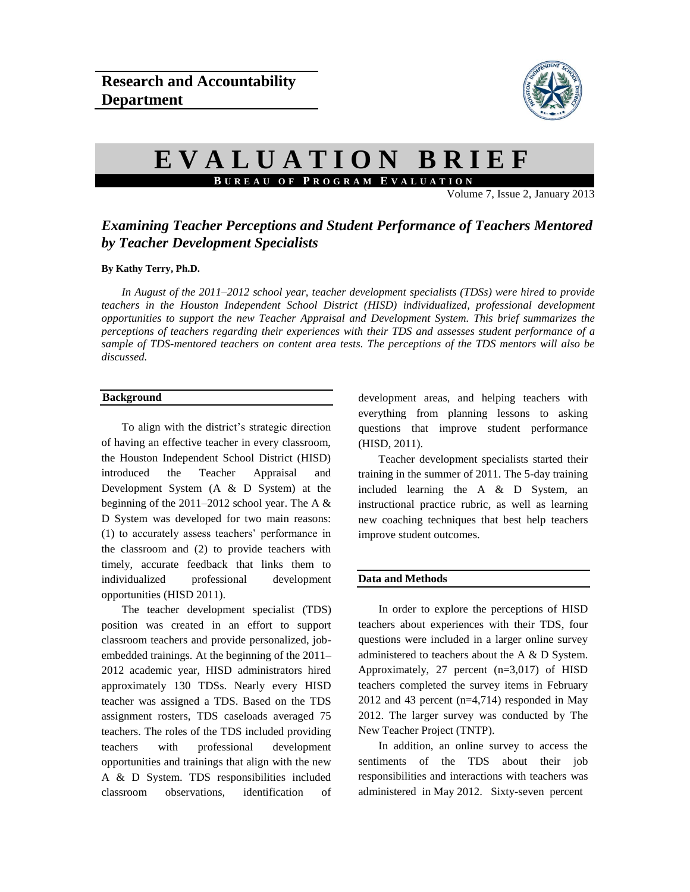## Research and Accountability Department

# EVALUATION BRIEF

**BUREAU OF PROGRAM EVALUATION**

Volume 7, Issue 2, January 2013

## *Examining Teacher Perceptions and Student Performance of Teachers Mentored by Teacher Development Specialists*

**By Kathy Terry, Ph.D.**

*In August of the 2011–2012 school year, teacher development specialists (TDSs) were hired to provide teachers in the Houston Independent School District (HISD) individualized, professional development opportunities to support the new Teacher Appraisal and Development System. This brief summarizes the perceptions of teachers regarding their experiences with their TDS and assesses student performance of a sample of TDS-mentored teachers on content area tests. The perceptions of the TDS mentors will also be discussed.*

### Background

To align with the district's strategic direction of having an effective teacher in every classroom, the Houston Independent School District (HISD) introduced the Teacher Appraisal and Development System (A & D System) at the beginning of the 2011–2012 school year. The A & D System was developed for two main reasons: (1) to accurately assess teachers' performance in the classroom and (2) to provide teachers with timely, accurate feedback that links them to individualized professional development opportunities (HISD 2011).

The teacher development specialist (TDS) position was created in an effort to support classroom teachers and provide personalized, job-embedded trainings. At the beginning of the 2011–2012 academic year, HISD administrators hired approximately 130 TDSs. Nearly every HISD teacher was assigned a TDS. Based on the TDS assignment rosters, TDS caseloads averaged 75 teachers. The roles of the TDS included providing teachers with professional development opportunities and trainings that align with the new A & D System. TDS responsibilities included classroom observations, identification of development areas, and helping teachers with everything from planning lessons to asking questions that improve student performance (HISD, 2011).

Teacher development specialists started their training in the summer of 2011. The 5-day training included learning the A & D System, an instructional practice rubric, as well as learning new coaching techniques that best help teachers improve student outcomes.

### Data and Methods

In order to explore the perceptions of HISD teachers about experiences with their TDS, four questions were included in a larger online survey administered to teachers about the A & D System. Approximately, 27 percent (n=3,017) of HISD teachers completed the survey items in February 2012 and 43 percent (n=4,714) responded in May 2012. The larger survey was conducted by The New Teacher Project (TNTP).

In addition, an online survey to access the sentiments of the TDS about their job responsibilities and interactions with teachers was administered in May 2012. Sixty-seven percent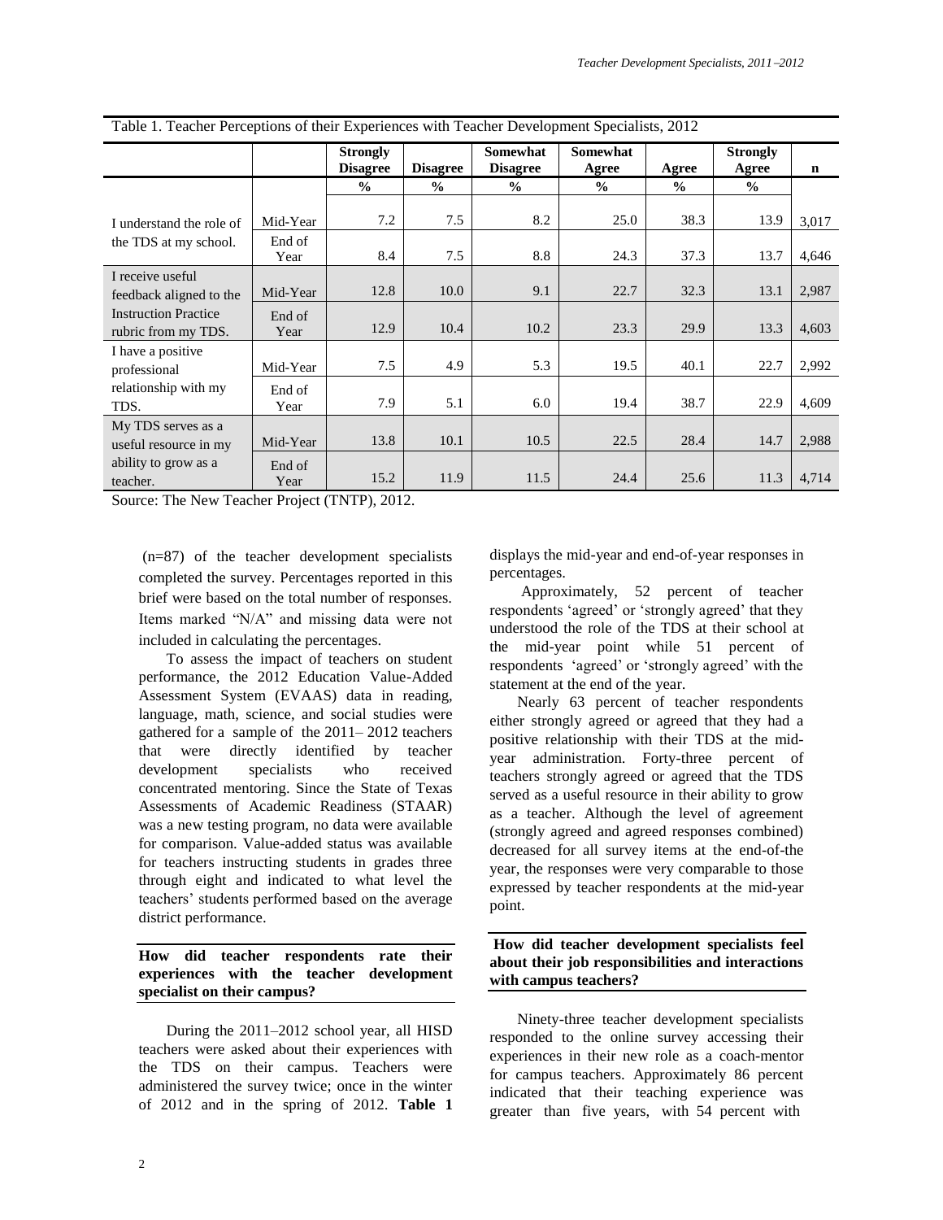Table 1. Teacher Perceptions of their Experiences with Teacher Development Specialists, 2012

| | | Strongly Disagree | Disagree | Somewhat Disagree | Somewhat Agree | Agree | Strongly Agree | n |
|---|---|---|---|---|---|---|---|---|
| | | % | % | % | % | % | % | |
| I understand the role of the TDS at my school. | Mid-Year | 7.2 | 7.5 | 8.2 | 25.0 | 38.3 | 13.9 | 3,017 |
| | End of Year | 8.4 | 7.5 | 8.8 | 24.3 | 37.3 | 13.7 | 4,646 |
| I receive useful feedback aligned to the Instruction Practice rubric from my TDS. | Mid-Year | 12.8 | 10.0 | 9.1 | 22.7 | 32.3 | 13.1 | 2,987 |
| | End of Year | 12.9 | 10.4 | 10.2 | 23.3 | 29.9 | 13.3 | 4,603 |
| I have a positive professional relationship with my TDS. | Mid-Year | 7.5 | 4.9 | 5.3 | 19.5 | 40.1 | 22.7 | 2,992 |
| | End of Year | 7.9 | 5.1 | 6.0 | 19.4 | 38.7 | 22.9 | 4,609 |
| My TDS serves as a useful resource in my ability to grow as a teacher. | Mid-Year | 13.8 | 10.1 | 10.5 | 22.5 | 28.4 | 14.7 | 2,988 |
| | End of Year | 15.2 | 11.9 | 11.5 | 24.4 | 25.6 | 11.3 | 4,714 |

Source: The New Teacher Project (TNTP), 2012.

(n=87) of the teacher development specialists completed the survey. Percentages reported in this brief were based on the total number of responses. Items marked "N/A" and missing data were not included in calculating the percentages.

To assess the impact of teachers on student performance, the 2012 Education Value-Added Assessment System (EVAAS) data in reading, language, math, science, and social studies were gathered for a sample of the 2011– 2012 teachers that were directly identified by teacher development specialists who received concentrated mentoring. Since the State of Texas Assessments of Academic Readiness (STAAR) was a new testing program, no data were available for comparison. Value-added status was available for teachers instructing students in grades three through eight and indicated to what level the teachers' students performed based on the average district performance.

### How did teacher respondents rate their experiences with the teacher development specialist on their campus?

During the 2011–2012 school year, all HISD teachers were asked about their experiences with the TDS on their campus. Teachers were administered the survey twice; once in the winter of 2012 and in the spring of 2012. **Table 1** displays the mid-year and end-of-year responses in percentages.

Approximately, 52 percent of teacher respondents 'agreed' or 'strongly agreed' that they understood the role of the TDS at their school at the mid-year point while 51 percent of respondents 'agreed' or 'strongly agreed' with the statement at the end of the year.

Nearly 63 percent of teacher respondents either strongly agreed or agreed that they had a positive relationship with their TDS at the mid-year administration. Forty-three percent of teachers strongly agreed or agreed that the TDS served as a useful resource in their ability to grow as a teacher. Although the level of agreement (strongly agreed and agreed responses combined) decreased for all survey items at the end-of-the year, the responses were very comparable to those expressed by teacher respondents at the mid-year point.

### How did teacher development specialists feel about their job responsibilities and interactions with campus teachers?

Ninety-three teacher development specialists responded to the online survey accessing their experiences in their new role as a coach-mentor for campus teachers. Approximately 86 percent indicated that their teaching experience was greater than five years, with 54 percent with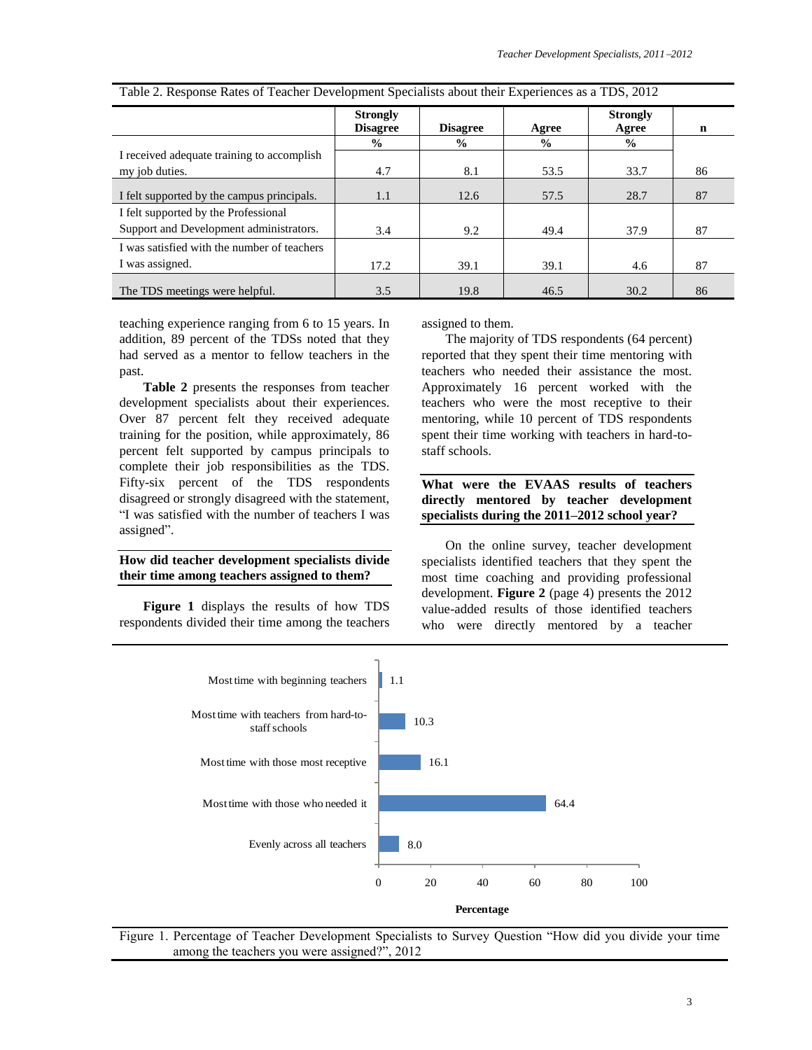Table 2. Response Rates of Teacher Development Specialists about their Experiences as a TDS, 2012

| | Strongly Disagree | Disagree | Agree | Strongly Agree | n |
|---|---|---|---|---|---|
| | % | % | % | % | |
| I received adequate training to accomplish my job duties. | 4.7 | 8.1 | 53.5 | 33.7 | 86 |
| I felt supported by the campus principals. | 1.1 | 12.6 | 57.5 | 28.7 | 87 |
| I felt supported by the Professional Support and Development administrators. | 3.4 | 9.2 | 49.4 | 37.9 | 87 |
| I was satisfied with the number of teachers I was assigned. | 17.2 | 39.1 | 39.1 | 4.6 | 87 |
| The TDS meetings were helpful. | 3.5 | 19.8 | 46.5 | 30.2 | 86 |

teaching experience ranging from 6 to 15 years. In addition, 89 percent of the TDSs noted that they had served as a mentor to fellow teachers in the past.

**Table 2** presents the responses from teacher development specialists about their experiences. Over 87 percent felt they received adequate training for the position, while approximately, 86 percent felt supported by campus principals to complete their job responsibilities as the TDS. Fifty-six percent of the TDS respondents disagreed or strongly disagreed with the statement, "I was satisfied with the number of teachers I was assigned".

### How did teacher development specialists divide their time among teachers assigned to them?

**Figure 1** displays the results of how TDS respondents divided their time among the teachers assigned to them.

The majority of TDS respondents (64 percent) reported that they spent their time mentoring with teachers who needed their assistance the most. Approximately 16 percent worked with the teachers who were the most receptive to their mentoring, while 10 percent of TDS respondents spent their time working with teachers in hard-to-staff schools.

### What were the EVAAS results of teachers directly mentored by teacher development specialists during the 2011–2012 school year?

On the online survey, teacher development specialists identified teachers that they spent the most time coaching and providing professional development. **Figure 2** (page 4) presents the 2012 value-added results of those identified teachers who were directly mentored by a teacher

| Response | Percentage |
|---|---|
| Most time with beginning teachers | 1.1 |
| Most time with teachers from hard-to-staff schools | 10.3 |
| Most time with those most receptive | 16.1 |
| Most time with those who needed it | 64.4 |
| Evenly across all teachers | 8.0 |

Figure 1. Percentage of Teacher Development Specialists to Survey Question "How did you divide your time among the teachers you were assigned?", 2012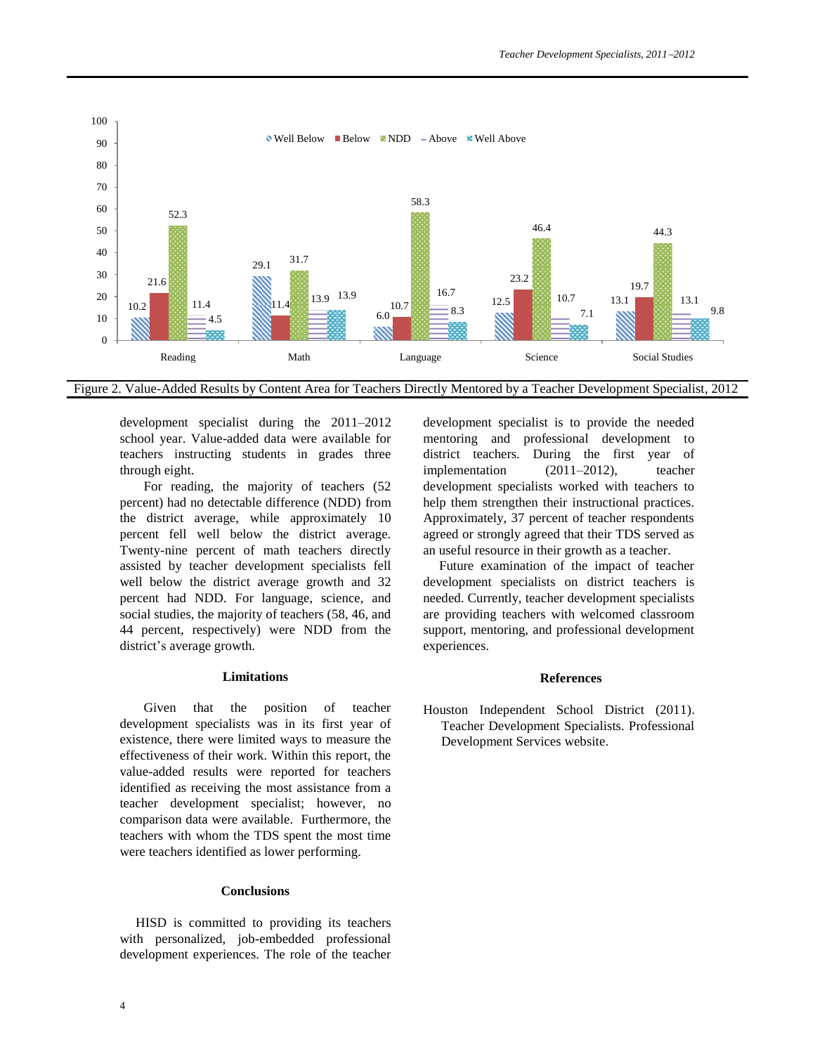100
90
80
70
60
50
40
30
20
10
0

Well Below Below NDD Above Well Above

Reading: 10.2 21.6 52.3 11.4 4.5

Math: 29.1 11.4 31.7 13.9 13.9

Language: 6.0 10.7 58.3 16.7 8.3

Science: 12.5 23.2 46.4 10.7 7.1

Social Studies: 13.1 19.7 44.3 13.1 9.8

Figure 2. Value-Added Results by Content Area for Teachers Directly Mentored by a Teacher Development Specialist, 2012

development specialist during the 2011–2012 school year. Value-added data were available for teachers instructing students in grades three through eight.

For reading, the majority of teachers (52 percent) had no detectable difference (NDD) from the district average, while approximately 10 percent fell well below the district average. Twenty-nine percent of math teachers directly assisted by teacher development specialists fell well below the district average growth and 32 percent had NDD. For language, science, and social studies, the majority of teachers (58, 46, and 44 percent, respectively) were NDD from the district's average growth.

## Limitations

Given that the position of teacher development specialists was in its first year of existence, there were limited ways to measure the effectiveness of their work. Within this report, the value-added results were reported for teachers identified as receiving the most assistance from a teacher development specialist; however, no comparison data were available. Furthermore, the teachers with whom the TDS spent the most time were teachers identified as lower performing.

## Conclusions

HISD is committed to providing its teachers with personalized, job-embedded professional development experiences. The role of the teacher development specialist is to provide the needed mentoring and professional development to district teachers. During the first year of implementation (2011–2012), teacher development specialists worked with teachers to help them strengthen their instructional practices. Approximately, 37 percent of teacher respondents agreed or strongly agreed that their TDS served as an useful resource in their growth as a teacher.

Future examination of the impact of teacher development specialists on district teachers is needed. Currently, teacher development specialists are providing teachers with welcomed classroom support, mentoring, and professional development experiences.

## References

Houston Independent School District (2011). Teacher Development Specialists. Professional Development Services website.